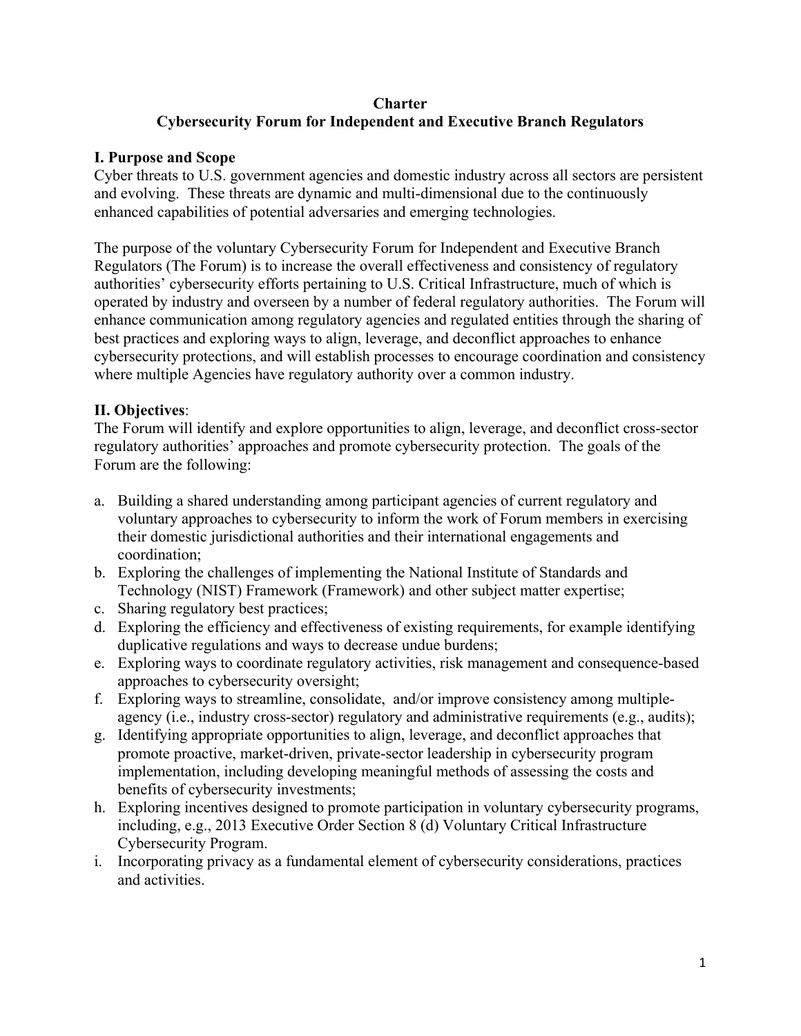**Charter**

**Cybersecurity Forum for Independent and Executive Branch Regulators**

## I. Purpose and Scope

Cyber threats to U.S. government agencies and domestic industry across all sectors are persistent and evolving. These threats are dynamic and multi-dimensional due to the continuously enhanced capabilities of potential adversaries and emerging technologies.

The purpose of the voluntary Cybersecurity Forum for Independent and Executive Branch Regulators (The Forum) is to increase the overall effectiveness and consistency of regulatory authorities' cybersecurity efforts pertaining to U.S. Critical Infrastructure, much of which is operated by industry and overseen by a number of federal regulatory authorities. The Forum will enhance communication among regulatory agencies and regulated entities through the sharing of best practices and exploring ways to align, leverage, and deconflict approaches to enhance cybersecurity protections, and will establish processes to encourage coordination and consistency where multiple Agencies have regulatory authority over a common industry.

## II. Objectives:

The Forum will identify and explore opportunities to align, leverage, and deconflict cross-sector regulatory authorities' approaches and promote cybersecurity protection. The goals of the Forum are the following:

a. Building a shared understanding among participant agencies of current regulatory and voluntary approaches to cybersecurity to inform the work of Forum members in exercising their domestic jurisdictional authorities and their international engagements and coordination;
b. Exploring the challenges of implementing the National Institute of Standards and Technology (NIST) Framework (Framework) and other subject matter expertise;
c. Sharing regulatory best practices;
d. Exploring the efficiency and effectiveness of existing requirements, for example identifying duplicative regulations and ways to decrease undue burdens;
e. Exploring ways to coordinate regulatory activities, risk management and consequence-based approaches to cybersecurity oversight;
f. Exploring ways to streamline, consolidate, and/or improve consistency among multiple-agency (i.e., industry cross-sector) regulatory and administrative requirements (e.g., audits);
g. Identifying appropriate opportunities to align, leverage, and deconflict approaches that promote proactive, market-driven, private-sector leadership in cybersecurity program implementation, including developing meaningful methods of assessing the costs and benefits of cybersecurity investments;
h. Exploring incentives designed to promote participation in voluntary cybersecurity programs, including, e.g., 2013 Executive Order Section 8 (d) Voluntary Critical Infrastructure Cybersecurity Program.
i. Incorporating privacy as a fundamental element of cybersecurity considerations, practices and activities.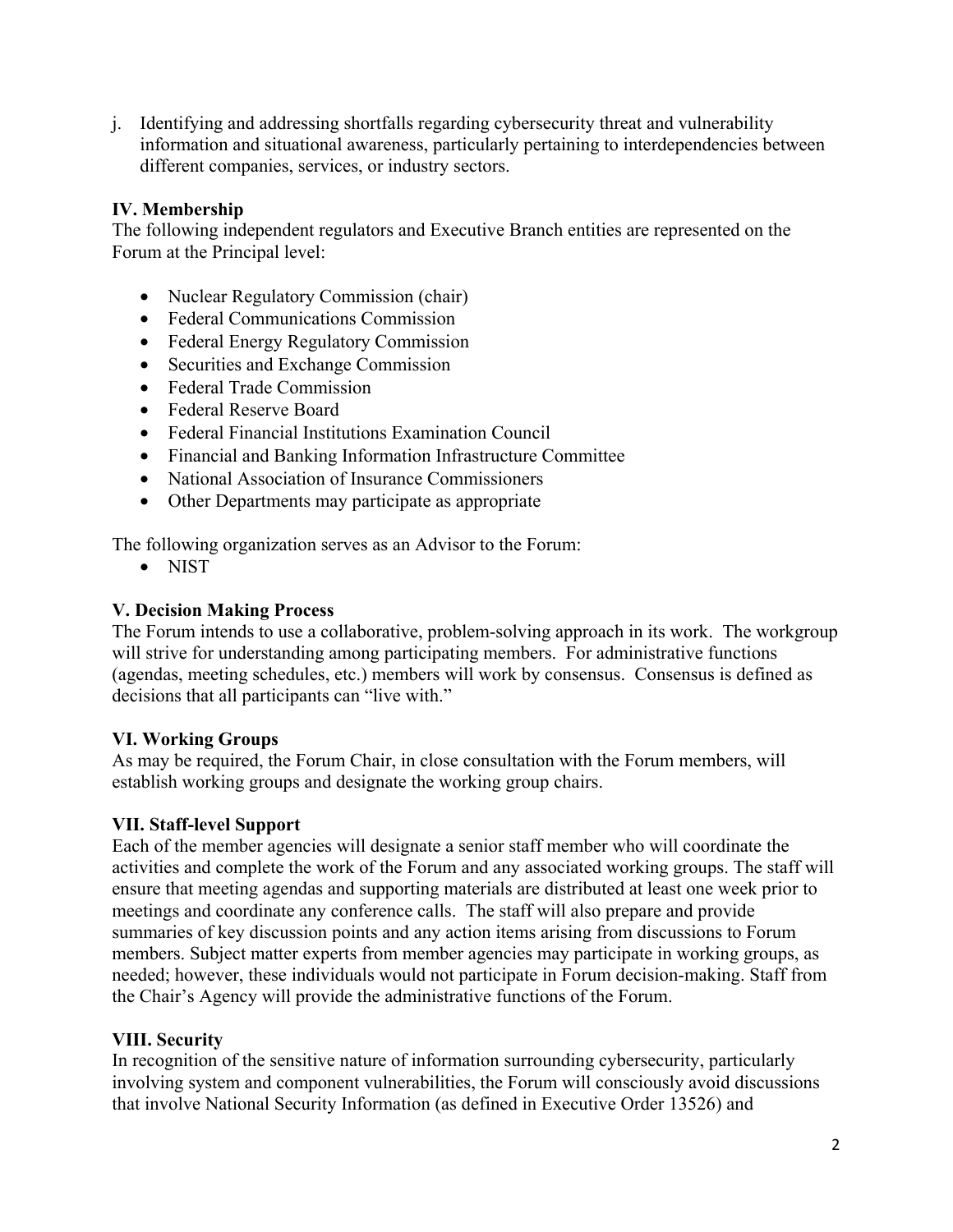j. Identifying and addressing shortfalls regarding cybersecurity threat and vulnerability information and situational awareness, particularly pertaining to interdependencies between different companies, services, or industry sectors.

## IV. Membership

The following independent regulators and Executive Branch entities are represented on the Forum at the Principal level:

- Nuclear Regulatory Commission (chair)
- Federal Communications Commission
- Federal Energy Regulatory Commission
- Securities and Exchange Commission
- Federal Trade Commission
- Federal Reserve Board
- Federal Financial Institutions Examination Council
- Financial and Banking Information Infrastructure Committee
- National Association of Insurance Commissioners
- Other Departments may participate as appropriate

The following organization serves as an Advisor to the Forum:

- NIST

## V. Decision Making Process

The Forum intends to use a collaborative, problem-solving approach in its work. The workgroup will strive for understanding among participating members. For administrative functions (agendas, meeting schedules, etc.) members will work by consensus. Consensus is defined as decisions that all participants can "live with."

## VI. Working Groups

As may be required, the Forum Chair, in close consultation with the Forum members, will establish working groups and designate the working group chairs.

## VII. Staff-level Support

Each of the member agencies will designate a senior staff member who will coordinate the activities and complete the work of the Forum and any associated working groups. The staff will ensure that meeting agendas and supporting materials are distributed at least one week prior to meetings and coordinate any conference calls. The staff will also prepare and provide summaries of key discussion points and any action items arising from discussions to Forum members. Subject matter experts from member agencies may participate in working groups, as needed; however, these individuals would not participate in Forum decision-making. Staff from the Chair's Agency will provide the administrative functions of the Forum.

## VIII. Security

In recognition of the sensitive nature of information surrounding cybersecurity, particularly involving system and component vulnerabilities, the Forum will consciously avoid discussions that involve National Security Information (as defined in Executive Order 13526) and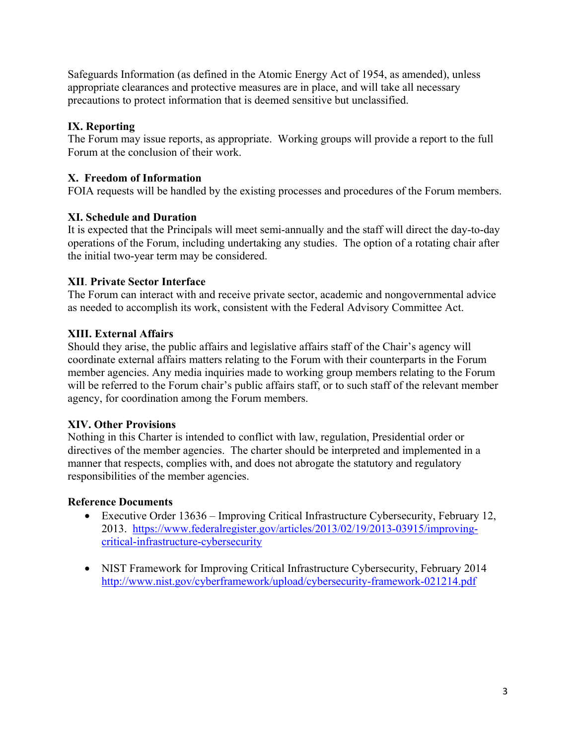Safeguards Information (as defined in the Atomic Energy Act of 1954, as amended), unless appropriate clearances and protective measures are in place, and will take all necessary precautions to protect information that is deemed sensitive but unclassified.

**IX. Reporting**

The Forum may issue reports, as appropriate. Working groups will provide a report to the full Forum at the conclusion of their work.

**X. Freedom of Information**

FOIA requests will be handled by the existing processes and procedures of the Forum members.

**XI. Schedule and Duration**

It is expected that the Principals will meet semi-annually and the staff will direct the day-to-day operations of the Forum, including undertaking any studies. The option of a rotating chair after the initial two-year term may be considered.

**XII. Private Sector Interface**

The Forum can interact with and receive private sector, academic and nongovernmental advice as needed to accomplish its work, consistent with the Federal Advisory Committee Act.

**XIII. External Affairs**

Should they arise, the public affairs and legislative affairs staff of the Chair's agency will coordinate external affairs matters relating to the Forum with their counterparts in the Forum member agencies. Any media inquiries made to working group members relating to the Forum will be referred to the Forum chair's public affairs staff, or to such staff of the relevant member agency, for coordination among the Forum members.

**XIV. Other Provisions**

Nothing in this Charter is intended to conflict with law, regulation, Presidential order or directives of the member agencies. The charter should be interpreted and implemented in a manner that respects, complies with, and does not abrogate the statutory and regulatory responsibilities of the member agencies.

**Reference Documents**

- Executive Order 13636 – Improving Critical Infrastructure Cybersecurity, February 12, 2013. https://www.federalregister.gov/articles/2013/02/19/2013-03915/improving-critical-infrastructure-cybersecurity

- NIST Framework for Improving Critical Infrastructure Cybersecurity, February 2014 http://www.nist.gov/cyberframework/upload/cybersecurity-framework-021214.pdf